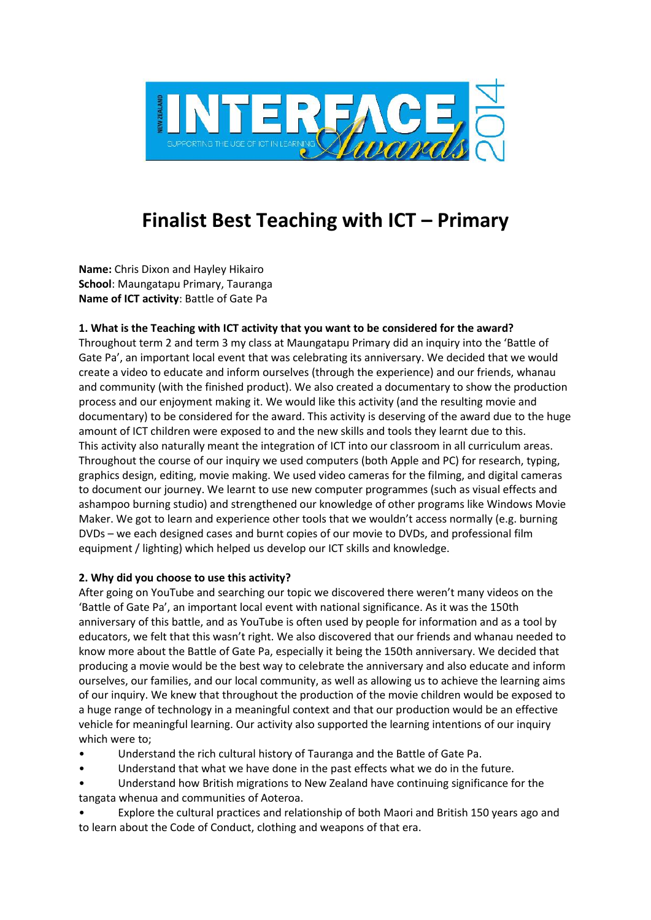# Finalist Best Teaching with ICT – Primary

**Name:** Chris Dixon and Hayley Hikairo
**School**: Maungatapu Primary, Tauranga
**Name of ICT activity**: Battle of Gate Pa

**1. What is the Teaching with ICT activity that you want to be considered for the award?**

Throughout term 2 and term 3 my class at Maungatapu Primary did an inquiry into the 'Battle of Gate Pa', an important local event that was celebrating its anniversary. We decided that we would create a video to educate and inform ourselves (through the experience) and our friends, whanau and community (with the finished product). We also created a documentary to show the production process and our enjoyment making it. We would like this activity (and the resulting movie and documentary) to be considered for the award. This activity is deserving of the award due to the huge amount of ICT children were exposed to and the new skills and tools they learnt due to this. This activity also naturally meant the integration of ICT into our classroom in all curriculum areas. Throughout the course of our inquiry we used computers (both Apple and PC) for research, typing, graphics design, editing, movie making. We used video cameras for the filming, and digital cameras to document our journey. We learnt to use new computer programmes (such as visual effects and ashampoo burning studio) and strengthened our knowledge of other programs like Windows Movie Maker. We got to learn and experience other tools that we wouldn't access normally (e.g. burning DVDs – we each designed cases and burnt copies of our movie to DVDs, and professional film equipment / lighting) which helped us develop our ICT skills and knowledge.

**2. Why did you choose to use this activity?**

After going on YouTube and searching our topic we discovered there weren't many videos on the 'Battle of Gate Pa', an important local event with national significance. As it was the 150th anniversary of this battle, and as YouTube is often used by people for information and as a tool by educators, we felt that this wasn't right. We also discovered that our friends and whanau needed to know more about the Battle of Gate Pa, especially it being the 150th anniversary. We decided that producing a movie would be the best way to celebrate the anniversary and also educate and inform ourselves, our families, and our local community, as well as allowing us to achieve the learning aims of our inquiry. We knew that throughout the production of the movie children would be exposed to a huge range of technology in a meaningful context and that our production would be an effective vehicle for meaningful learning. Our activity also supported the learning intentions of our inquiry which were to;

- Understand the rich cultural history of Tauranga and the Battle of Gate Pa.
- Understand that what we have done in the past effects what we do in the future.
- Understand how British migrations to New Zealand have continuing significance for the tangata whenua and communities of Aoteroa.
- Explore the cultural practices and relationship of both Maori and British 150 years ago and to learn about the Code of Conduct, clothing and weapons of that era.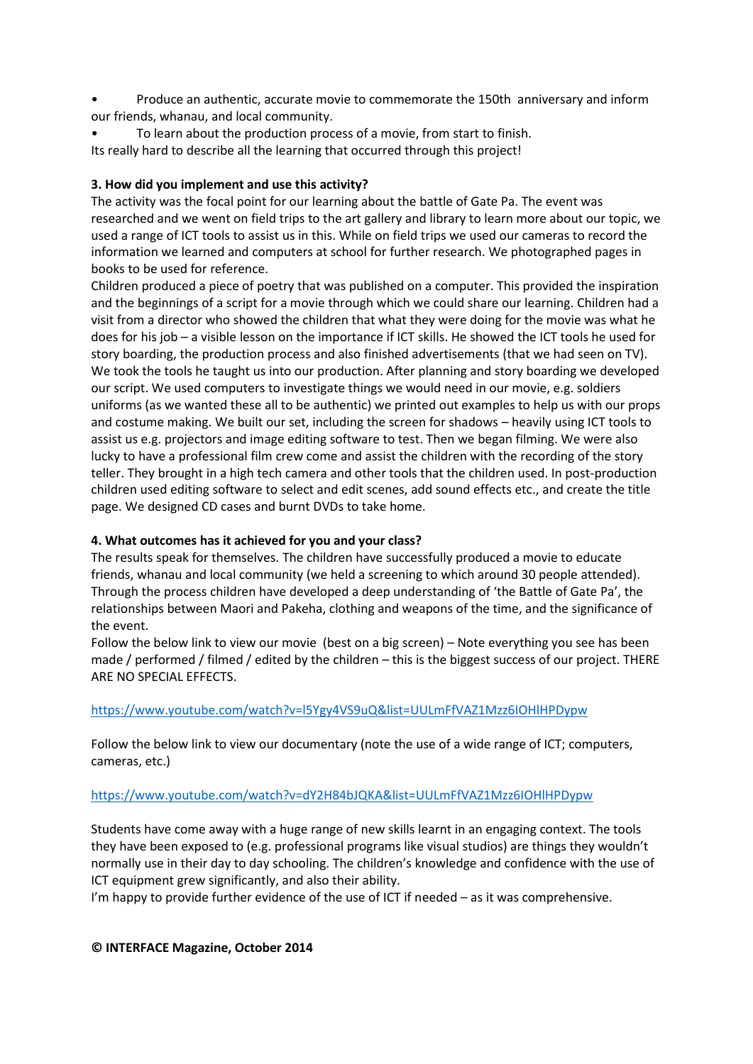- Produce an authentic, accurate movie to commemorate the 150th anniversary and inform our friends, whanau, and local community.
- To learn about the production process of a movie, from start to finish.

Its really hard to describe all the learning that occurred through this project!

**3. How did you implement and use this activity?**

The activity was the focal point for our learning about the battle of Gate Pa. The event was researched and we went on field trips to the art gallery and library to learn more about our topic, we used a range of ICT tools to assist us in this. While on field trips we used our cameras to record the information we learned and computers at school for further research. We photographed pages in books to be used for reference.

Children produced a piece of poetry that was published on a computer. This provided the inspiration and the beginnings of a script for a movie through which we could share our learning. Children had a visit from a director who showed the children that what they were doing for the movie was what he does for his job – a visible lesson on the importance if ICT skills. He showed the ICT tools he used for story boarding, the production process and also finished advertisements (that we had seen on TV). We took the tools he taught us into our production. After planning and story boarding we developed our script. We used computers to investigate things we would need in our movie, e.g. soldiers uniforms (as we wanted these all to be authentic) we printed out examples to help us with our props and costume making. We built our set, including the screen for shadows – heavily using ICT tools to assist us e.g. projectors and image editing software to test. Then we began filming. We were also lucky to have a professional film crew come and assist the children with the recording of the story teller. They brought in a high tech camera and other tools that the children used. In post-production children used editing software to select and edit scenes, add sound effects etc., and create the title page. We designed CD cases and burnt DVDs to take home.

**4. What outcomes has it achieved for you and your class?**

The results speak for themselves. The children have successfully produced a movie to educate friends, whanau and local community (we held a screening to which around 30 people attended). Through the process children have developed a deep understanding of 'the Battle of Gate Pa', the relationships between Maori and Pakeha, clothing and weapons of the time, and the significance of the event.

Follow the below link to view our movie (best on a big screen) – Note everything you see has been made / performed / filmed / edited by the children – this is the biggest success of our project. THERE ARE NO SPECIAL EFFECTS.

https://www.youtube.com/watch?v=l5Ygy4VS9uQ&list=UULmFfVAZ1Mzz6IOHlHPDypw

Follow the below link to view our documentary (note the use of a wide range of ICT; computers, cameras, etc.)

https://www.youtube.com/watch?v=dY2H84bJQKA&list=UULmFfVAZ1Mzz6IOHlHPDypw

Students have come away with a huge range of new skills learnt in an engaging context. The tools they have been exposed to (e.g. professional programs like visual studios) are things they wouldn't normally use in their day to day schooling. The children's knowledge and confidence with the use of ICT equipment grew significantly, and also their ability.

I'm happy to provide further evidence of the use of ICT if needed – as it was comprehensive.

**© INTERFACE Magazine, October 2014**